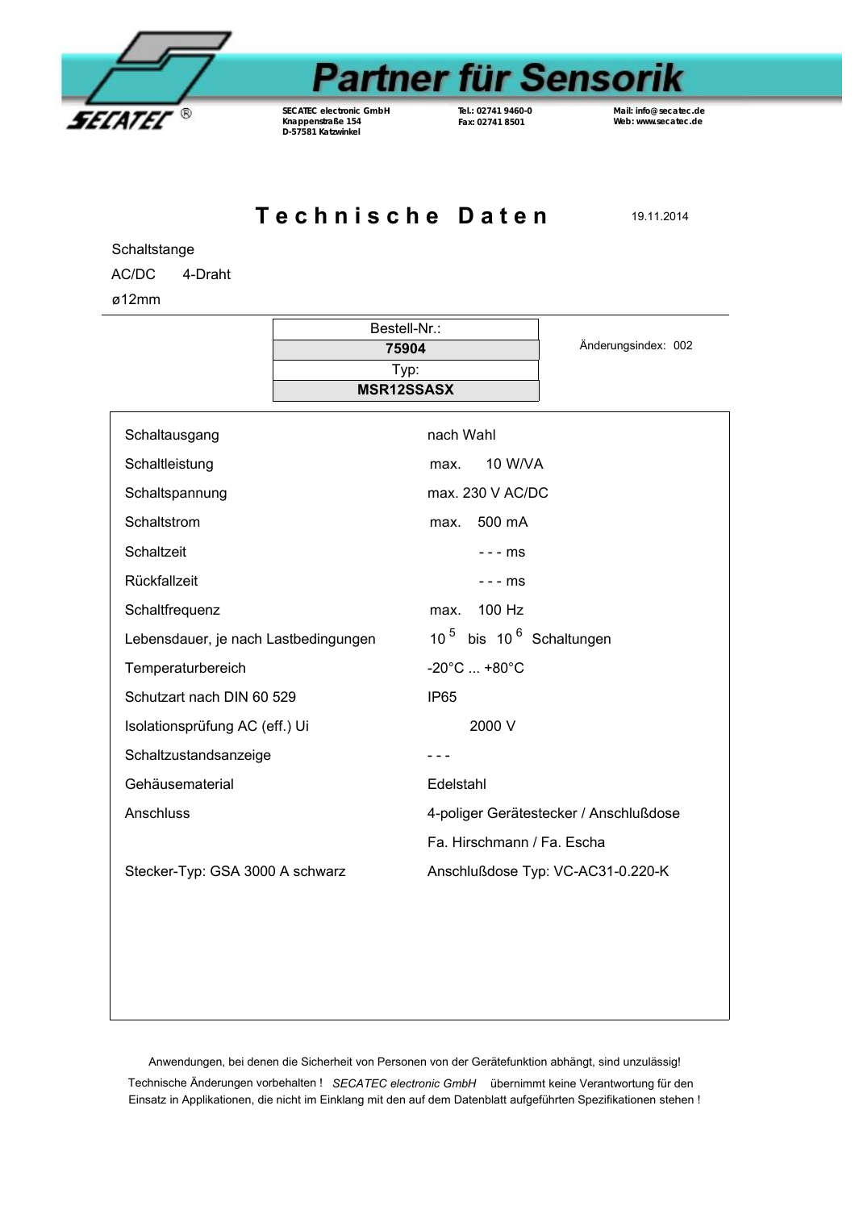SECATEC®

# Partner für Sensorik

SECATEC electronic GmbH
Knappenstraße 154
D-57581 Katzwinkel

Tel.: 02741 9460-0
Fax: 02741 8501

Mail: info@secatec.de
Web: www.secatec.de

# Technische Daten

19.11.2014

Schaltstange

AC/DC 4-Draht

ø12mm

| Bestell-Nr.: |
| --- |
| **75904** |
| Typ: |
| **MSR12SSASX** |

Änderungsindex: 002

| | |
| --- | --- |
| Schaltausgang | nach Wahl |
| Schaltleistung | max. 10 W/VA |
| Schaltspannung | max. 230 V AC/DC |
| Schaltstrom | max. 500 mA |
| Schaltzeit | - - - ms |
| Rückfallzeit | - - - ms |
| Schaltfrequenz | max. 100 Hz |
| Lebensdauer, je nach Lastbedingungen | $10^5$ bis $10^6$ Schaltungen |
| Temperaturbereich | -20°C ... +80°C |
| Schutzart nach DIN 60 529 | IP65 |
| Isolationsprüfung AC (eff.) Ui | 2000 V |
| Schaltzustandsanzeige | - - - |
| Gehäusematerial | Edelstahl |
| Anschluss | 4-poliger Gerätestecker / Anschlußdose |
| | Fa. Hirschmann / Fa. Escha |
| Stecker-Typ: GSA 3000 A schwarz | Anschlußdose Typ: VC-AC31-0.220-K |

Anwendungen, bei denen die Sicherheit von Personen von der Gerätefunktion abhängt, sind unzulässig!

Technische Änderungen vorbehalten ! *SECATEC electronic GmbH* übernimmt keine Verantwortung für den Einsatz in Applikationen, die nicht im Einklang mit den auf dem Datenblatt aufgeführten Spezifikationen stehen !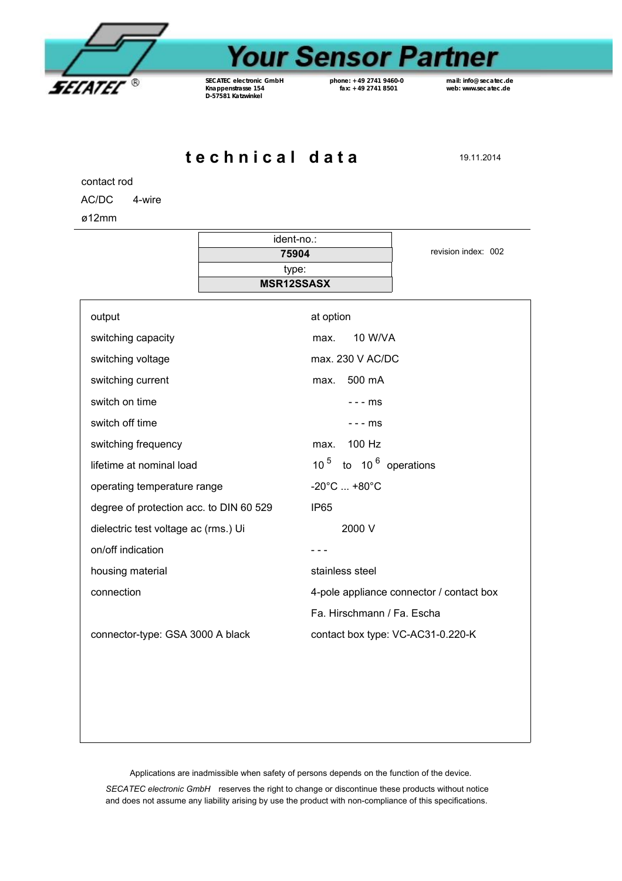# technical data

19.11.2014

contact rod

AC/DC 4-wire

ø12mm

| ident-no.: |
|---|
| **75904** |
| type: |
| **MSR12SSASX** |

revision index: 002

| | |
|---|---|
| output | at option |
| switching capacity | max. 10 W/VA |
| switching voltage | max. 230 V AC/DC |
| switching current | max. 500 mA |
| switch on time | - - - ms |
| switch off time | - - - ms |
| switching frequency | max. 100 Hz |
| lifetime at nominal load | $10^5$ to $10^6$ operations |
| operating temperature range | -20°C ... +80°C |
| degree of protection acc. to DIN 60 529 | IP65 |
| dielectric test voltage ac (rms.) Ui | 2000 V |
| on/off indication | - - - |
| housing material | stainless steel |
| connection | 4-pole appliance connector / contact box |
| | Fa. Hirschmann / Fa. Escha |
| connector-type: GSA 3000 A black | contact box type: VC-AC31-0.220-K |

Applications are inadmissible when safety of persons depends on the function of the device.

*SECATEC electronic GmbH* reserves the right to change or discontinue these products without notice and does not assume any liability arising by use the product with non-compliance of this specifications.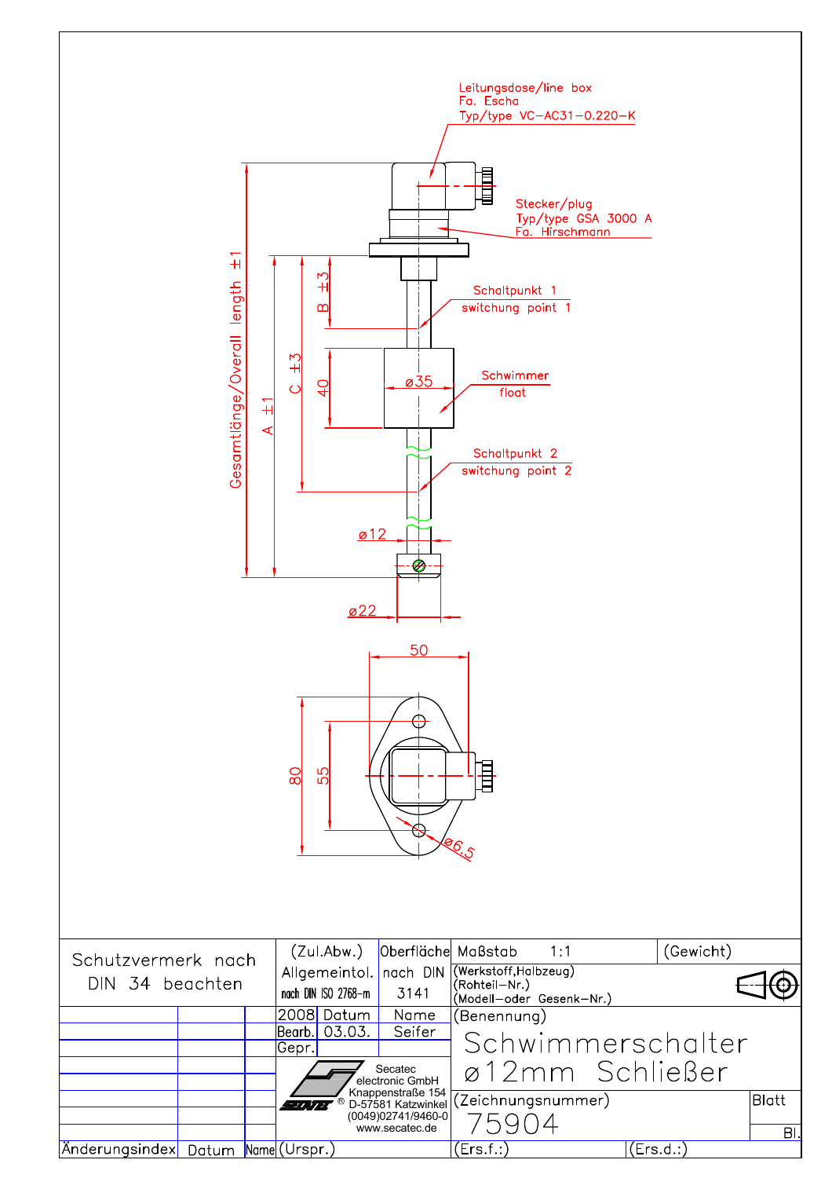Leitungsdose/line box
Fa. Escha
Typ/type VC-AC31-0.220-K

Stecker/plug
Typ/type GSA 3000 A
Fa. Hirschmann

Gesamtlänge/Overall length ±1

A ±1

C ±3

B ±3

Schaltpunkt 1
switchung point 1

40

ø35

Schwimmer
float

Schaltpunkt 2
switchung point 2

ø12

ø22

50

80

55

ø6.5

| | | | | |
|---|---|---|---|---|
| Schutzvermerk nach DIN 34 beachten | (Zul.Abw.) Allgemeintol. nach DIN ISO 2768-m | Oberfläche nach DIN 3141 | Maßstab 1:1 | (Gewicht) |
| | | | (Werkstoff,Halbzeug) (Rohteil-Nr.) (Modell-oder Gesenk-Nr.) | |
| | 2008 | Datum | Name | (Benennung) |
| | Bearb. | 03.03. | Seifer | Schwimmerschalter ø12mm Schließer |
| | Gepr. | | | |
| | Secatec electronic GmbH Knappenstraße 154 D-57581 Katzwinkel (0049)02741/9460-0 www.secatec.de | | | (Zeichnungsnummer) 75904 |
| Änderungsindex / Datum / Name | (Urspr.) | | (Ers.f.:) | (Ers.d.:) |

Blatt

Bl.